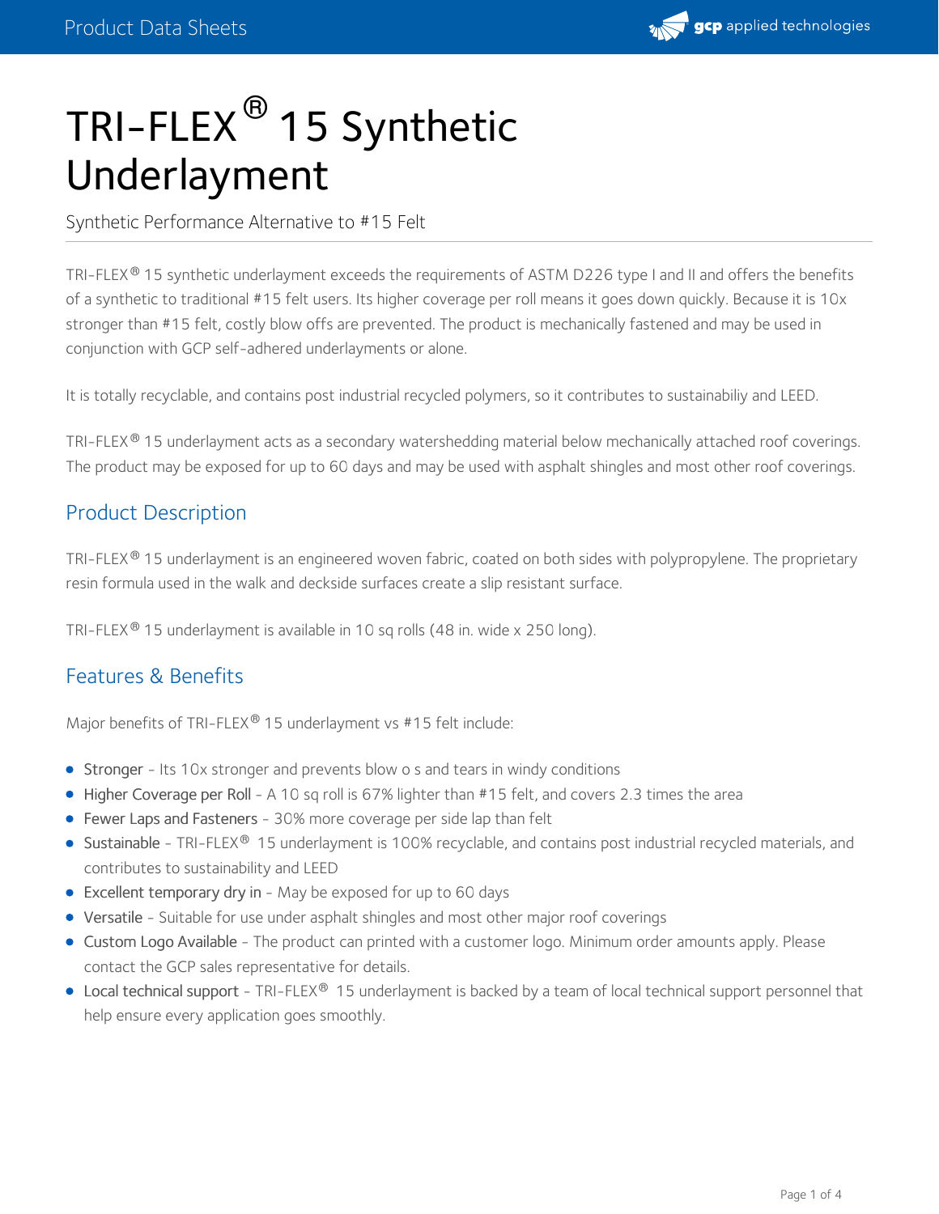# TRI-FLEX® 15 Synthetic Underlayment

Synthetic Performance Alternative to #15 Felt

TRI-FLEX® 15 synthetic underlayment exceeds the requirements of ASTM D226 type I and II and offers the benefits of a synthetic to traditional #15 felt users. Its higher coverage per roll means it goes down quickly. Because it is 10x stronger than #15 felt, costly blow offs are prevented. The product is mechanically fastened and may be used in conjunction with GCP self-adhered underlayments or alone.

It is totally recyclable, and contains post industrial recycled polymers, so it contributes to sustainabiliy and LEED.

TRI-FLEX® 15 underlayment acts as a secondary watershedding material below mechanically attached roof coverings. The product may be exposed for up to 60 days and may be used with asphalt shingles and most other roof coverings.

## Product Description

TRI-FLEX® 15 underlayment is an engineered woven fabric, coated on both sides with polypropylene. The proprietary resin formula used in the walk and deckside surfaces create a slip resistant surface.

TRI-FLEX® 15 underlayment is available in 10 sq rolls (48 in. wide x 250 long).

## Features & Benefits

Major benefits of TRI-FLEX® 15 underlayment vs #15 felt include:

- Stronger - Its 10x stronger and prevents blow o s and tears in windy conditions
- Higher Coverage per Roll - A 10 sq roll is 67% lighter than #15 felt, and covers 2.3 times the area
- Fewer Laps and Fasteners - 30% more coverage per side lap than felt
- Sustainable - TRI-FLEX® 15 underlayment is 100% recyclable, and contains post industrial recycled materials, and contributes to sustainability and LEED
- Excellent temporary dry in - May be exposed for up to 60 days
- Versatile - Suitable for use under asphalt shingles and most other major roof coverings
- Custom Logo Available - The product can printed with a customer logo. Minimum order amounts apply. Please contact the GCP sales representative for details.
- Local technical support - TRI-FLEX® 15 underlayment is backed by a team of local technical support personnel that help ensure every application goes smoothly.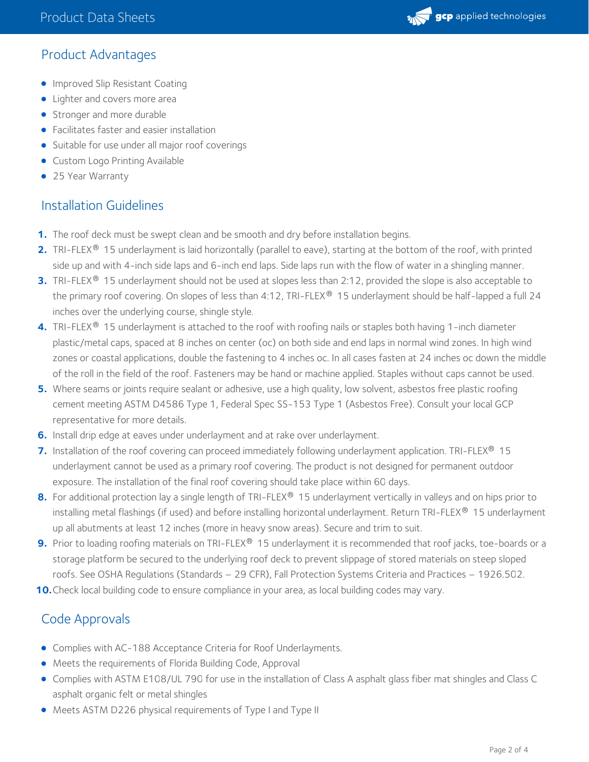## Product Advantages

- Improved Slip Resistant Coating
- Lighter and covers more area
- Stronger and more durable
- Facilitates faster and easier installation
- Suitable for use under all major roof coverings
- Custom Logo Printing Available
- 25 Year Warranty

## Installation Guidelines

1. The roof deck must be swept clean and be smooth and dry before installation begins.
2. TRI-FLEX® 15 underlayment is laid horizontally (parallel to eave), starting at the bottom of the roof, with printed side up and with 4-inch side laps and 6-inch end laps. Side laps run with the flow of water in a shingling manner.
3. TRI-FLEX® 15 underlayment should not be used at slopes less than 2:12, provided the slope is also acceptable to the primary roof covering. On slopes of less than 4:12, TRI-FLEX® 15 underlayment should be half-lapped a full 24 inches over the underlying course, shingle style.
4. TRI-FLEX® 15 underlayment is attached to the roof with roofing nails or staples both having 1-inch diameter plastic/metal caps, spaced at 8 inches on center (oc) on both side and end laps in normal wind zones. In high wind zones or coastal applications, double the fastening to 4 inches oc. In all cases fasten at 24 inches oc down the middle of the roll in the field of the roof. Fasteners may be hand or machine applied. Staples without caps cannot be used.
5. Where seams or joints require sealant or adhesive, use a high quality, low solvent, asbestos free plastic roofing cement meeting ASTM D4586 Type 1, Federal Spec SS-153 Type 1 (Asbestos Free). Consult your local GCP representative for more details.
6. Install drip edge at eaves under underlayment and at rake over underlayment.
7. Installation of the roof covering can proceed immediately following underlayment application. TRI-FLEX® 15 underlayment cannot be used as a primary roof covering. The product is not designed for permanent outdoor exposure. The installation of the final roof covering should take place within 60 days.
8. For additional protection lay a single length of TRI-FLEX® 15 underlayment vertically in valleys and on hips prior to installing metal flashings (if used) and before installing horizontal underlayment. Return TRI-FLEX® 15 underlayment up all abutments at least 12 inches (more in heavy snow areas). Secure and trim to suit.
9. Prior to loading roofing materials on TRI-FLEX® 15 underlayment it is recommended that roof jacks, toe-boards or a storage platform be secured to the underlying roof deck to prevent slippage of stored materials on steep sloped roofs. See OSHA Regulations (Standards – 29 CFR), Fall Protection Systems Criteria and Practices – 1926.502.
10. Check local building code to ensure compliance in your area, as local building codes may vary.

## Code Approvals

- Complies with AC-188 Acceptance Criteria for Roof Underlayments.
- Meets the requirements of Florida Building Code, Approval
- Complies with ASTM E108/UL 790 for use in the installation of Class A asphalt glass fiber mat shingles and Class C asphalt organic felt or metal shingles
- Meets ASTM D226 physical requirements of Type I and Type II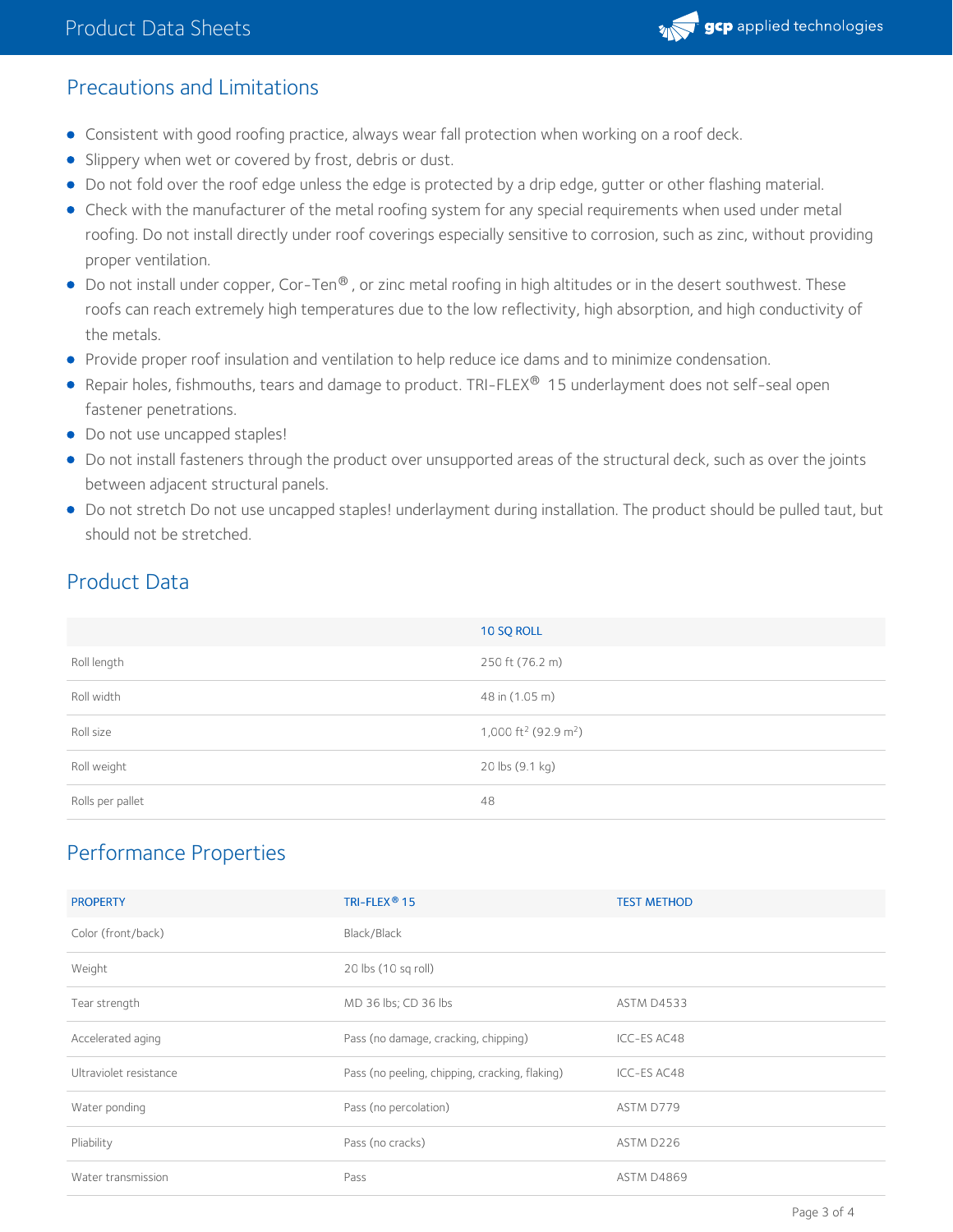## Precautions and Limitations

- Consistent with good roofing practice, always wear fall protection when working on a roof deck.
- Slippery when wet or covered by frost, debris or dust.
- Do not fold over the roof edge unless the edge is protected by a drip edge, gutter or other flashing material.
- Check with the manufacturer of the metal roofing system for any special requirements when used under metal roofing. Do not install directly under roof coverings especially sensitive to corrosion, such as zinc, without providing proper ventilation.
- Do not install under copper, Cor-Ten®, or zinc metal roofing in high altitudes or in the desert southwest. These roofs can reach extremely high temperatures due to the low reflectivity, high absorption, and high conductivity of the metals.
- Provide proper roof insulation and ventilation to help reduce ice dams and to minimize condensation.
- Repair holes, fishmouths, tears and damage to product. TRI-FLEX® 15 underlayment does not self-seal open fastener penetrations.
- Do not use uncapped staples!
- Do not install fasteners through the product over unsupported areas of the structural deck, such as over the joints between adjacent structural panels.
- Do not stretch Do not use uncapped staples! underlayment during installation. The product should be pulled taut, but should not be stretched.

## Product Data

| | 10 SQ ROLL |
|---|---|
| Roll length | 250 ft (76.2 m) |
| Roll width | 48 in (1.05 m) |
| Roll size | 1,000 ft² (92.9 m²) |
| Roll weight | 20 lbs (9.1 kg) |
| Rolls per pallet | 48 |

## Performance Properties

| PROPERTY | TRI-FLEX® 15 | TEST METHOD |
|---|---|---|
| Color (front/back) | Black/Black | |
| Weight | 20 lbs (10 sq roll) | |
| Tear strength | MD 36 lbs; CD 36 lbs | ASTM D4533 |
| Accelerated aging | Pass (no damage, cracking, chipping) | ICC-ES AC48 |
| Ultraviolet resistance | Pass (no peeling, chipping, cracking, flaking) | ICC-ES AC48 |
| Water ponding | Pass (no percolation) | ASTM D779 |
| Pliability | Pass (no cracks) | ASTM D226 |
| Water transmission | Pass | ASTM D4869 |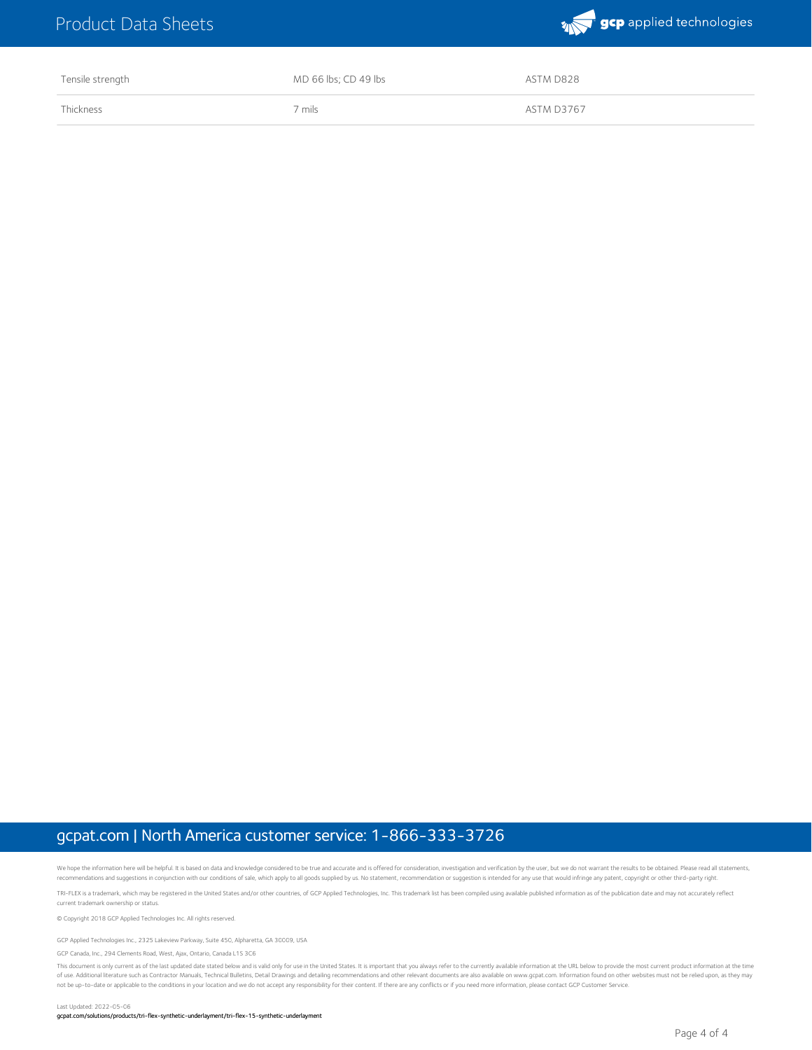| | | |
|---|---|---|
| Tensile strength | MD 66 lbs; CD 49 lbs | ASTM D828 |
| Thickness | 7 mils | ASTM D3767 |

gcpat.com | North America customer service: 1-866-333-3726

We hope the information here will be helpful. It is based on data and knowledge considered to be true and accurate and is offered for consideration, investigation and verification by the user, but we do not warrant the results to be obtained. Please read all statements, recommendations and suggestions in conjunction with our conditions of sale, which apply to all goods supplied by us. No statement, recommendation or suggestion is intended for any use that would infringe any patent, copyright or other third-party right.

TRI-FLEX is a trademark, which may be registered in the United States and/or other countries, of GCP Applied Technologies, Inc. This trademark list has been compiled using available published information as of the publication date and may not accurately reflect current trademark ownership or status.

© Copyright 2018 GCP Applied Technologies Inc. All rights reserved.

GCP Applied Technologies Inc., 2325 Lakeview Parkway, Suite 450, Alpharetta, GA 30009, USA

GCP Canada, Inc., 294 Clements Road, West, Ajax, Ontario, Canada L1S 3C6

This document is only current as of the last updated date stated below and is valid only for use in the United States. It is important that you always refer to the currently available information at the URL below to provide the most current product information at the time of use. Additional literature such as Contractor Manuals, Technical Bulletins, Detail Drawings and detailing recommendations and other relevant documents are also available on www.gcpat.com. Information found on other websites must not be relied upon, as they may not be up-to-date or applicable to the conditions in your location and we do not accept any responsibility for their content. If there are any conflicts or if you need more information, please contact GCP Customer Service.

Last Updated: 2022-05-06
gcpat.com/solutions/products/tri-flex-synthetic-underlayment/tri-flex-15-synthetic-underlayment